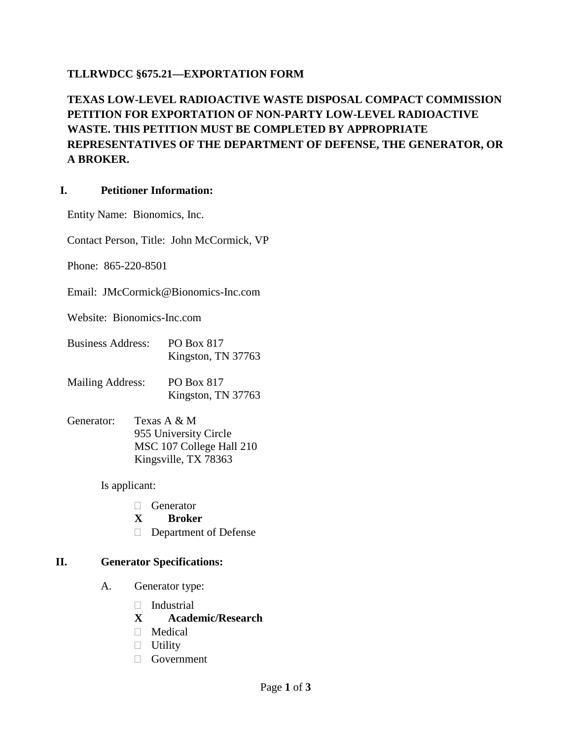**TLLRWDCC §675.21—EXPORTATION FORM**

**TEXAS LOW-LEVEL RADIOACTIVE WASTE DISPOSAL COMPACT COMMISSION PETITION FOR EXPORTATION OF NON-PARTY LOW-LEVEL RADIOACTIVE WASTE. THIS PETITION MUST BE COMPLETED BY APPROPRIATE REPRESENTATIVES OF THE DEPARTMENT OF DEFENSE, THE GENERATOR, OR A BROKER.**

## I. Petitioner Information:

Entity Name: Bionomics, Inc.

Contact Person, Title: John McCormick, VP

Phone: 865-220-8501

Email: JMcCormick@Bionomics-Inc.com

Website: Bionomics-Inc.com

Business Address: PO Box 817
Kingston, TN 37763

Mailing Address: PO Box 817
Kingston, TN 37763

Generator: Texas A & M
955 University Circle
MSC 107 College Hall 210
Kingsville, TX 78363

Is applicant:

- ☐ Generator
- **X Broker**
- ☐ Department of Defense

## II. Generator Specifications:

A. Generator type:

- ☐ Industrial
- **X Academic/Research**
- ☐ Medical
- ☐ Utility
- ☐ Government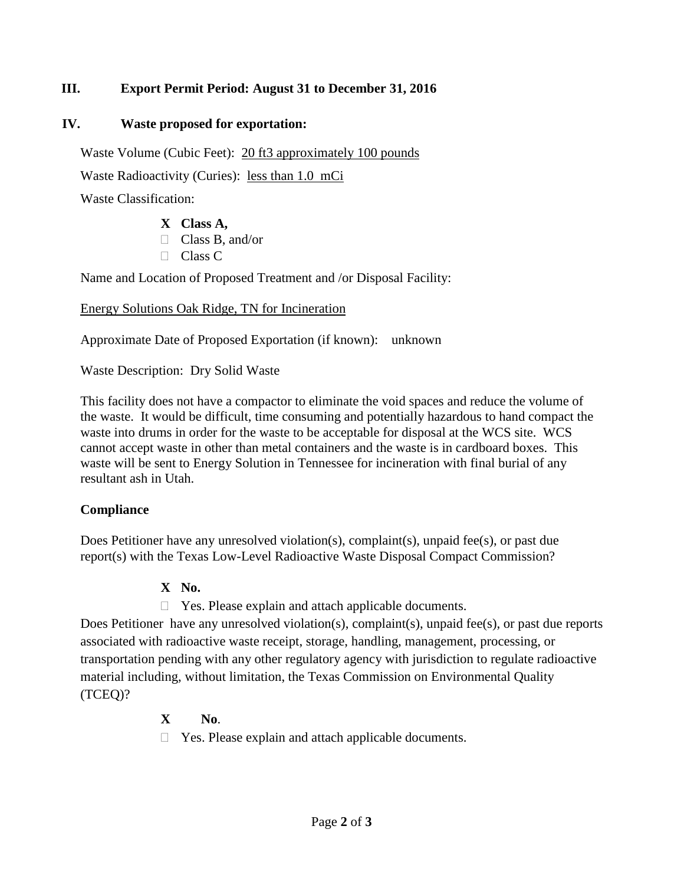## III. Export Permit Period: August 31 to December 31, 2016

## IV. Waste proposed for exportation:

Waste Volume (Cubic Feet): 20 ft3 approximately 100 pounds

Waste Radioactivity (Curies): less than 1.0 mCi

Waste Classification:

- **X Class A,**
- ☐ Class B, and/or
- ☐ Class C

Name and Location of Proposed Treatment and /or Disposal Facility:

Energy Solutions Oak Ridge, TN for Incineration

Approximate Date of Proposed Exportation (if known): unknown

Waste Description: Dry Solid Waste

This facility does not have a compactor to eliminate the void spaces and reduce the volume of the waste. It would be difficult, time consuming and potentially hazardous to hand compact the waste into drums in order for the waste to be acceptable for disposal at the WCS site. WCS cannot accept waste in other than metal containers and the waste is in cardboard boxes. This waste will be sent to Energy Solution in Tennessee for incineration with final burial of any resultant ash in Utah.

**Compliance**

Does Petitioner have any unresolved violation(s), complaint(s), unpaid fee(s), or past due report(s) with the Texas Low-Level Radioactive Waste Disposal Compact Commission?

- **X No.**
- ☐ Yes. Please explain and attach applicable documents.

Does Petitioner have any unresolved violation(s), complaint(s), unpaid fee(s), or past due reports associated with radioactive waste receipt, storage, handling, management, processing, or transportation pending with any other regulatory agency with jurisdiction to regulate radioactive material including, without limitation, the Texas Commission on Environmental Quality (TCEQ)?

- **X No**.
- ☐ Yes. Please explain and attach applicable documents.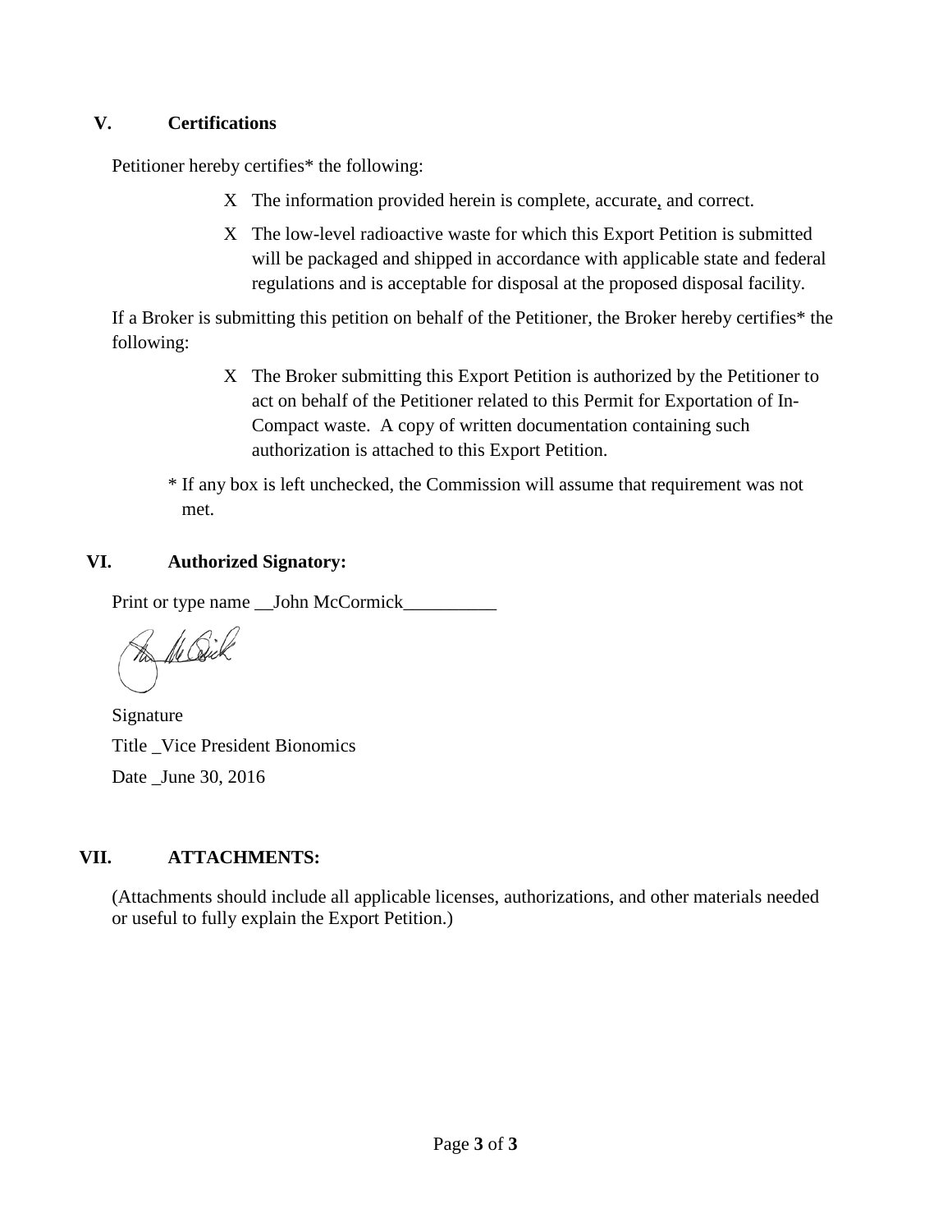## V. Certifications

Petitioner hereby certifies* the following:

X The information provided herein is complete, accurate, and correct.

X The low-level radioactive waste for which this Export Petition is submitted will be packaged and shipped in accordance with applicable state and federal regulations and is acceptable for disposal at the proposed disposal facility.

If a Broker is submitting this petition on behalf of the Petitioner, the Broker hereby certifies* the following:

X The Broker submitting this Export Petition is authorized by the Petitioner to act on behalf of the Petitioner related to this Permit for Exportation of In-Compact waste. A copy of written documentation containing such authorization is attached to this Export Petition.

* If any box is left unchecked, the Commission will assume that requirement was not met.

## VI. Authorized Signatory:

Print or type name __John McCormick__________

Signature

Title _Vice President Bionomics

Date _June 30, 2016

## VII. ATTACHMENTS:

(Attachments should include all applicable licenses, authorizations, and other materials needed or useful to fully explain the Export Petition.)